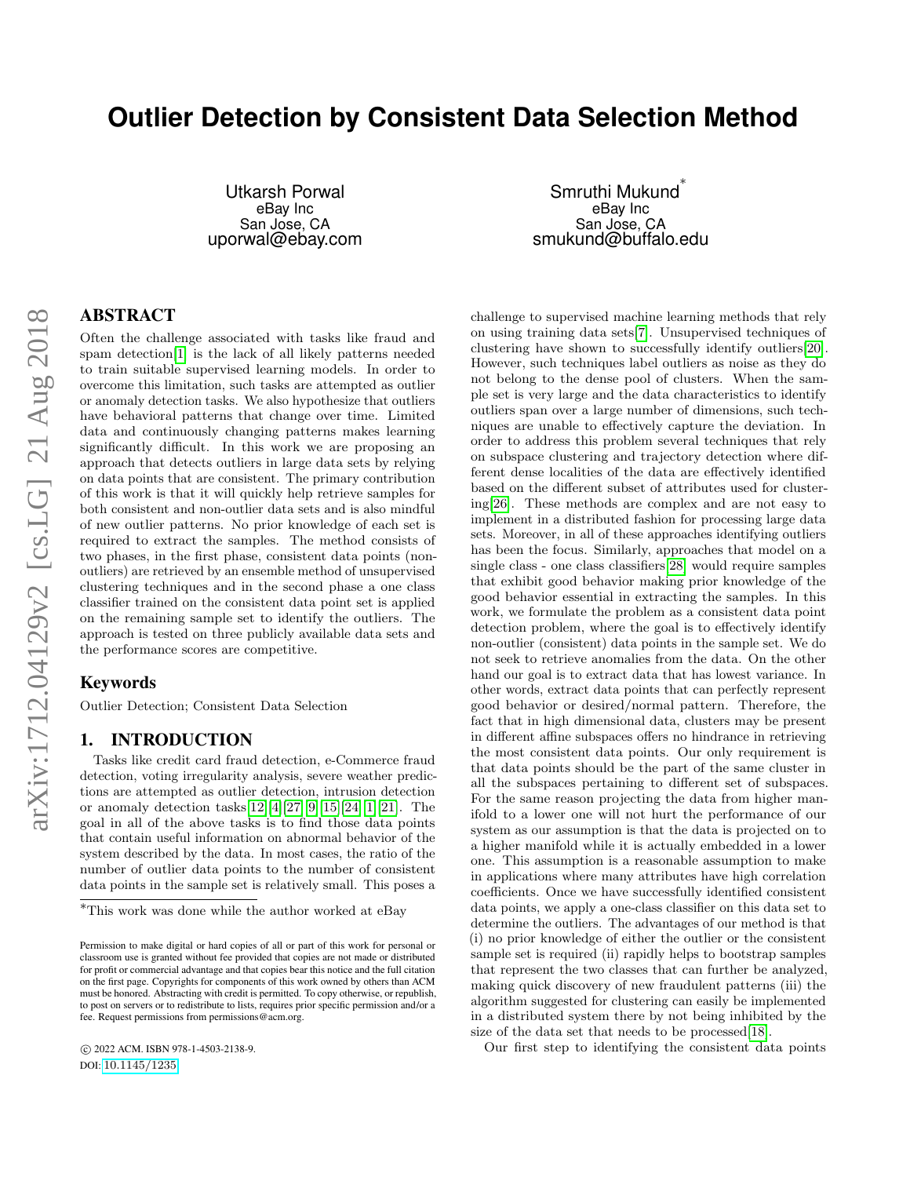# Outlier Detection by Consistent Data Selection Method

Utkarsh Porwal
eBay Inc
San Jose, CA
uporwal@ebay.com

Smruthi Mukund*
eBay Inc
San Jose, CA
smukund@buffalo.edu

## ABSTRACT

Often the challenge associated with tasks like fraud and spam detection[1] is the lack of all likely patterns needed to train suitable supervised learning models. In order to overcome this limitation, such tasks are attempted as outlier or anomaly detection tasks. We also hypothesize that outliers have behavioral patterns that change over time. Limited data and continuously changing patterns makes learning significantly difficult. In this work we are proposing an approach that detects outliers in large data sets by relying on data points that are consistent. The primary contribution of this work is that it will quickly help retrieve samples for both consistent and non-outlier data sets and is also mindful of new outlier patterns. No prior knowledge of each set is required to extract the samples. The method consists of two phases, in the first phase, consistent data points (non-outliers) are retrieved by an ensemble method of unsupervised clustering techniques and in the second phase a one class classifier trained on the consistent data point set is applied on the remaining sample set to identify the outliers. The approach is tested on three publicly available data sets and the performance scores are competitive.

## Keywords

Outlier Detection; Consistent Data Selection

## 1. INTRODUCTION

Tasks like credit card fraud detection, e-Commerce fraud detection, voting irregularity analysis, severe weather predictions are attempted as outlier detection, intrusion detection or anomaly detection tasks[12][4][27][9][15][24][1][21]. The goal in all of the above tasks is to find those data points that contain useful information on abnormal behavior of the system described by the data. In most cases, the ratio of the number of outlier data points to the number of consistent data points in the sample set is relatively small. This poses a challenge to supervised machine learning methods that rely on using training data sets[7]. Unsupervised techniques of clustering have shown to successfully identify outliers[20]. However, such techniques label outliers as noise as they do not belong to the dense pool of clusters. When the sample set is very large and the data characteristics to identify outliers span over a large number of dimensions, such techniques are unable to effectively capture the deviation. In order to address this problem several techniques that rely on subspace clustering and trajectory detection where different dense localities of the data are effectively identified based on the different subset of attributes used for clustering[26]. These methods are complex and are not easy to implement in a distributed fashion for processing large data sets. Moreover, in all of these approaches identifying outliers has been the focus. Similarly, approaches that model on a single class - one class classifiers[28] would require samples that exhibit good behavior making prior knowledge of the good behavior essential in extracting the samples. In this work, we formulate the problem as a consistent data point detection problem, where the goal is to effectively identify non-outlier (consistent) data points in the sample set. We do not seek to retrieve anomalies from the data. On the other hand our goal is to extract data that has lowest variance. In other words, extract data points that can perfectly represent good behavior or desired/normal pattern. Therefore, the fact that in high dimensional data, clusters may be present in different affine subspaces offers no hindrance in retrieving the most consistent data points. Our only requirement is that data points should be the part of the same cluster in all the subspaces pertaining to different set of subspaces. For the same reason projecting the data from higher manifold to a lower one will not hurt the performance of our system as our assumption is that the data is projected on to a higher manifold while it is actually embedded in a lower one. This assumption is a reasonable assumption to make in applications where many attributes have high correlation coefficients. Once we have successfully identified consistent data points, we apply a one-class classifier on this data set to determine the outliers. The advantages of our method is that (i) no prior knowledge of either the outlier or the consistent sample set is required (ii) rapidly helps to bootstrap samples that represent the two classes that can further be analyzed, making quick discovery of new fraudulent patterns (iii) the algorithm suggested for clustering can easily be implemented in a distributed system there by not being inhibited by the size of the data set that needs to be processed[18].

Our first step to identifying the consistent data points

*This work was done while the author worked at eBay

Permission to make digital or hard copies of all or part of this work for personal or classroom use is granted without fee provided that copies are not made or distributed for profit or commercial advantage and that copies bear this notice and the full citation on the first page. Copyrights for components of this work owned by others than ACM must be honored. Abstracting with credit is permitted. To copy otherwise, or republish, to post on servers or to redistribute to lists, requires prior specific permission and/or a fee. Request permissions from permissions@acm.org.

© 2022 ACM. ISBN 978-1-4503-2138-9.
DOI: 10.1145/1235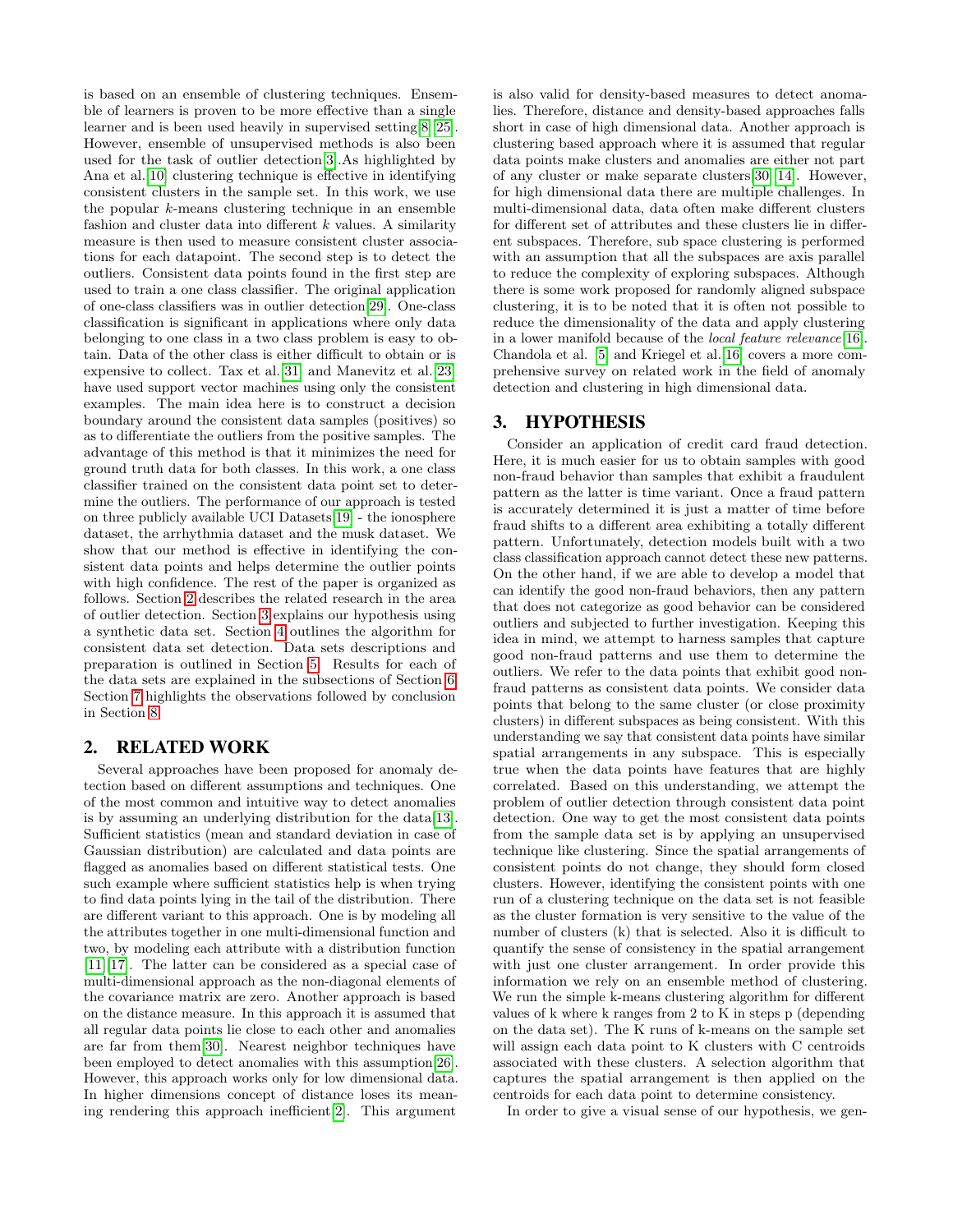is based on an ensemble of clustering techniques. Ensemble of learners is proven to be more effective than a single learner and is been used heavily in supervised setting[8][25]. However, ensemble of unsupervised methods is also been used for the task of outlier detection[3].As highlighted by Ana et al.[10] clustering technique is effective in identifying consistent clusters in the sample set. In this work, we use the popular $k$-means clustering technique in an ensemble fashion and cluster data into different $k$ values. A similarity measure is then used to measure consistent cluster associations for each datapoint. The second step is to detect the outliers. Consistent data points found in the first step are used to train a one class classifier. The original application of one-class classifiers was in outlier detection[29]. One-class classification is significant in applications where only data belonging to one class in a two class problem is easy to obtain. Data of the other class is either difficult to obtain or is expensive to collect. Tax et al.[31] and Manevitz et al.[23] have used support vector machines using only the consistent examples. The main idea here is to construct a decision boundary around the consistent data samples (positives) so as to differentiate the outliers from the positive samples. The advantage of this method is that it minimizes the need for ground truth data for both classes. In this work, a one class classifier trained on the consistent data point set to determine the outliers. The performance of our approach is tested on three publicly available UCI Datasets[19] - the ionosphere dataset, the arrhythmia dataset and the musk dataset. We show that our method is effective in identifying the consistent data points and helps determine the outlier points with high confidence. The rest of the paper is organized as follows. Section 2 describes the related research in the area of outlier detection. Section 3 explains our hypothesis using a synthetic data set. Section 4 outlines the algorithm for consistent data set detection. Data sets descriptions and preparation is outlined in Section 5. Results for each of the data sets are explained in the subsections of Section 6. Section 7 highlights the observations followed by conclusion in Section 8.

## 2. RELATED WORK

Several approaches have been proposed for anomaly detection based on different assumptions and techniques. One of the most common and intuitive way to detect anomalies is by assuming an underlying distribution for the data[13]. Sufficient statistics (mean and standard deviation in case of Gaussian distribution) are calculated and data points are flagged as anomalies based on different statistical tests. One such example where sufficient statistics help is when trying to find data points lying in the tail of the distribution. There are different variant to this approach. One is by modeling all the attributes together in one multi-dimensional function and two, by modeling each attribute with a distribution function [11][17]. The latter can be considered as a special case of multi-dimensional approach as the non-diagonal elements of the covariance matrix are zero. Another approach is based on the distance measure. In this approach it is assumed that all regular data points lie close to each other and anomalies are far from them[30]. Nearest neighbor techniques have been employed to detect anomalies with this assumption[26]. However, this approach works only for low dimensional data. In higher dimensions concept of distance loses its meaning rendering this approach inefficient[2]. This argument is also valid for density-based measures to detect anomalies. Therefore, distance and density-based approaches falls short in case of high dimensional data. Another approach is clustering based approach where it is assumed that regular data points make clusters and anomalies are either not part of any cluster or make separate clusters[30][14]. However, for high dimensional data there are multiple challenges. In multi-dimensional data, data often make different clusters for different set of attributes and these clusters lie in different subspaces. Therefore, sub space clustering is performed with an assumption that all the subspaces are axis parallel to reduce the complexity of exploring subspaces. Although there is some work proposed for randomly aligned subspace clustering, it is to be noted that it is often not possible to reduce the dimensionality of the data and apply clustering in a lower manifold because of the *local feature relevance*[16]. Chandola et al. [5] and Kriegel et al.[16] covers a more comprehensive survey on related work in the field of anomaly detection and clustering in high dimensional data.

## 3. HYPOTHESIS

Consider an application of credit card fraud detection. Here, it is much easier for us to obtain samples with good non-fraud behavior than samples that exhibit a fraudulent pattern as the latter is time variant. Once a fraud pattern is accurately determined it is just a matter of time before fraud shifts to a different area exhibiting a totally different pattern. Unfortunately, detection models built with a two class classification approach cannot detect these new patterns. On the other hand, if we are able to develop a model that can identify the good non-fraud behaviors, then any pattern that does not categorize as good behavior can be considered outliers and subjected to further investigation. Keeping this idea in mind, we attempt to harness samples that capture good non-fraud patterns and use them to determine the outliers. We refer to the data points that exhibit good non-fraud patterns as consistent data points. We consider data points that belong to the same cluster (or close proximity clusters) in different subspaces as being consistent. With this understanding we say that consistent data points have similar spatial arrangements in any subspace. This is especially true when the data points have features that are highly correlated. Based on this understanding, we attempt the problem of outlier detection through consistent data point detection. One way to get the most consistent data points from the sample data set is by applying an unsupervised technique like clustering. Since the spatial arrangements of consistent points do not change, they should form closed clusters. However, identifying the consistent points with one run of a clustering technique on the data set is not feasible as the cluster formation is very sensitive to the value of the number of clusters (k) that is selected. Also it is difficult to quantify the sense of consistency in the spatial arrangement with just one cluster arrangement. In order provide this information we rely on an ensemble method of clustering. We run the simple k-means clustering algorithm for different values of k where k ranges from 2 to K in steps p (depending on the data set). The K runs of k-means on the sample set will assign each data point to K clusters with C centroids associated with these clusters. A selection algorithm that captures the spatial arrangement is then applied on the centroids for each data point to determine consistency.

In order to give a visual sense of our hypothesis, we gen-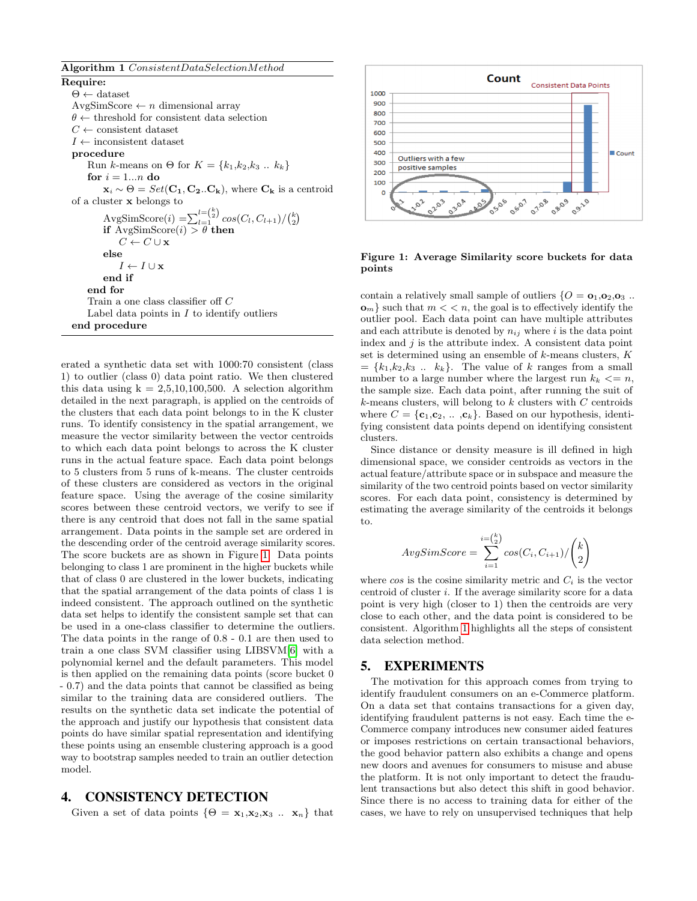**Algorithm 1** *ConsistentDataSelectionMethod*

**Require:**

$\Theta \leftarrow$ dataset

AvgSimScore $\leftarrow$ $n$ dimensional array

$\theta \leftarrow$ threshold for consistent data selection

$C \leftarrow$ consistent dataset

$I \leftarrow$ inconsistent dataset

**procedure**

  Run $k$-means on $\Theta$ for $K = \{k_1, k_2, k_3 \ .. \ k_k\}$

  **for** $i = 1...n$ **do**

    $\mathbf{x}_i \sim \Theta = Set(\mathbf{C_1}, \mathbf{C_2}..\mathbf{C_k})$, where $\mathbf{C_k}$ is a centroid of a cluster $\mathbf{x}$ belongs to

    AvgSimScore($i$) $= \sum_{l=1}^{l=\binom{k}{2}} cos(C_l, C_{l+1})/\binom{k}{2}$

    **if** AvgSimScore($i$) $> \theta$ **then**

      $C \leftarrow C \cup \mathbf{x}$

    **else**

      $I \leftarrow I \cup \mathbf{x}$

    **end if**

  **end for**

  Train a one class classifier off $C$

  Label data points in $I$ to identify outliers

**end procedure**

erated a synthetic data set with 1000:70 consistent (class 1) to outlier (class 0) data point ratio. We then clustered this data using k = 2,5,10,100,500. A selection algorithm detailed in the next paragraph, is applied on the centroids of the clusters that each data point belongs to in the K cluster runs. To identify consistency in the spatial arrangement, we measure the vector similarity between the vector centroids to which each data point belongs to across the K cluster runs in the actual feature space. Each data point belongs to 5 clusters from 5 runs of k-means. The cluster centroids of these clusters are considered as vectors in the original feature space. Using the average of the cosine similarity scores between these centroid vectors, we verify to see if there is any centroid that does not fall in the same spatial arrangement. Data points in the sample set are ordered in the descending order of the centroid average similarity scores. The score buckets are as shown in Figure 1. Data points belonging to class 1 are prominent in the higher buckets while that of class 0 are clustered in the lower buckets, indicating that the spatial arrangement of the data points of class 1 is indeed consistent. The approach outlined on the synthetic data set helps to identify the consistent sample set that can be used in a one-class classifier to determine the outliers. The data points in the range of 0.8 - 0.1 are then used to train a one class SVM classifier using LIBSVM[6] with a polynomial kernel and the default parameters. This model is then applied on the remaining data points (score bucket 0 - 0.7) and the data points that cannot be classified as being similar to the training data are considered outliers. The results on the synthetic data set indicate the potential of the approach and justify our hypothesis that consistent data points do have similar spatial representation and identifying these points using an ensemble clustering approach is a good way to bootstrap samples needed to train an outlier detection model.

## 4. CONSISTENCY DETECTION

Given a set of data points $\{\Theta = \mathbf{x}_1, \mathbf{x}_2, \mathbf{x}_3 \ .. \ \mathbf{x}_n\}$ that contain a relatively small sample of outliers $\{O = \mathbf{o}_1, \mathbf{o}_2, \mathbf{o}_3 \ .. \ \mathbf{o}_m\}$ such that $m << n$, the goal is to effectively identify the outlier pool. Each data point can have multiple attributes and each attribute is denoted by $n_{ij}$ where $i$ is the data point index and $j$ is the attribute index. A consistent data point set is determined using an ensemble of $k$-means clusters, $K = \{k_1, k_2, k_3 \ .. \ k_k\}$. The value of $k$ ranges from a small number to a large number where the largest run $k_k <= n$, the sample size. Each data point, after running the suit of $k$-means clusters, will belong to $k$ clusters with $C$ centroids where $C = \{\mathbf{c}_1, \mathbf{c}_2, \ .. \ , \mathbf{c}_k\}$. Based on our hypothesis, identifying consistent data points depend on identifying consistent clusters.

Since distance or density measure is ill defined in high dimensional space, we consider centroids as vectors in the actual feature/attribute space or in subspace and measure the similarity of the two centroid points based on vector similarity scores. For each data point, consistency is determined by estimating the average similarity of the centroids it belongs to.

$$AvgSimScore = \sum_{i=1}^{i=\binom{k}{2}} cos(C_i, C_{i+1}) / \binom{k}{2}$$

where $cos$ is the cosine similarity metric and $C_i$ is the vector centroid of cluster $i$. If the average similarity score for a data point is very high (closer to 1) then the centroids are very close to each other, and the data point is considered to be consistent. Algorithm 1 highlights all the steps of consistent data selection method.

**Figure 1: Average Similarity score buckets for data points**

## 5. EXPERIMENTS

The motivation for this approach comes from trying to identify fraudulent consumers on an e-Commerce platform. On a data set that contains transactions for a given day, identifying fraudulent patterns is not easy. Each time the e-Commerce company introduces new consumer aided features or imposes restrictions on certain transactional behaviors, the good behavior pattern also exhibits a change and opens new doors and avenues for consumers to misuse and abuse the platform. It is not only important to detect the fraudulent transactions but also detect this shift in good behavior. Since there is no access to training data for either of the cases, we have to rely on unsupervised techniques that help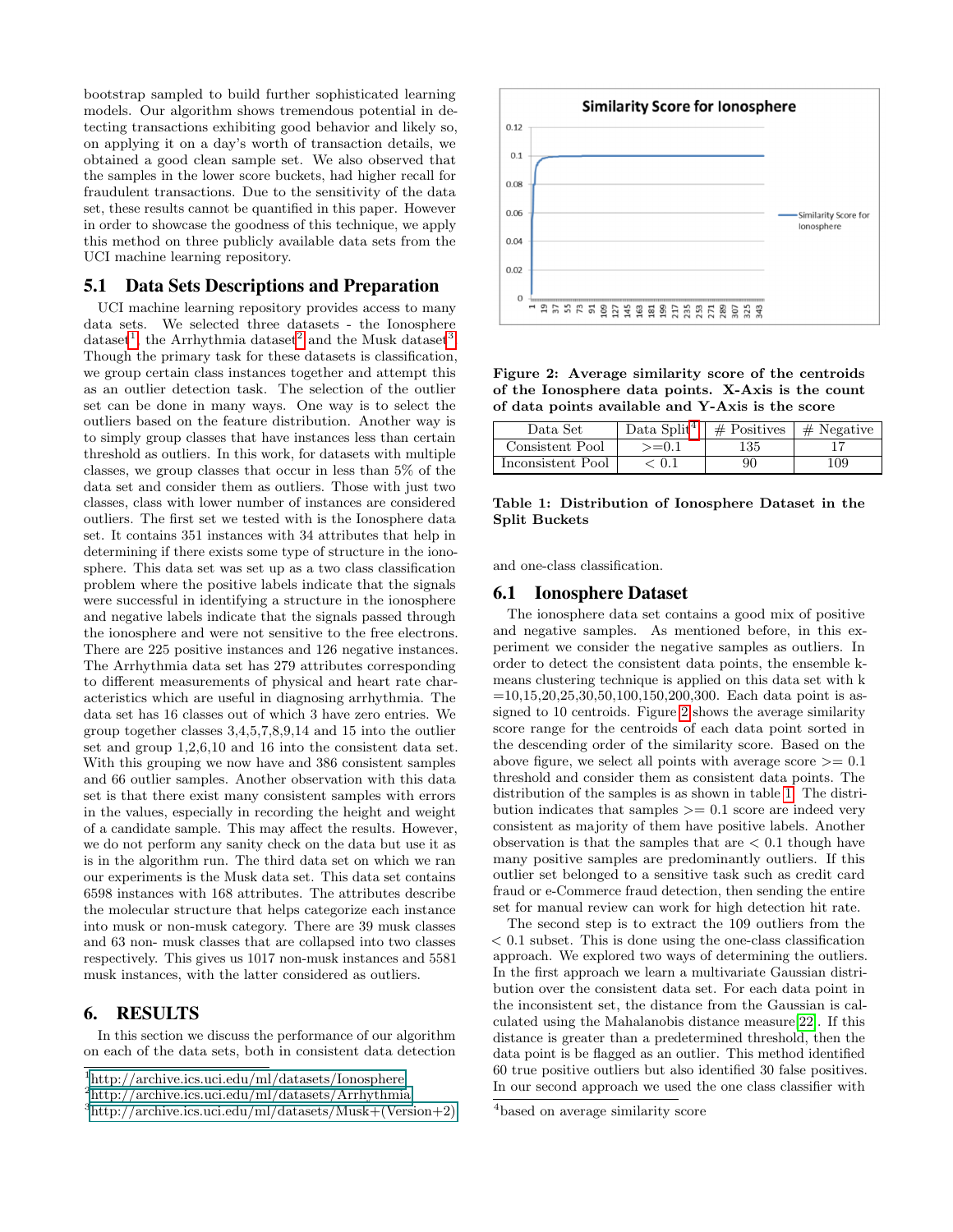bootstrap sampled to build further sophisticated learning models. Our algorithm shows tremendous potential in detecting transactions exhibiting good behavior and likely so, on applying it on a day's worth of transaction details, we obtained a good clean sample set. We also observed that the samples in the lower score buckets, had higher recall for fraudulent transactions. Due to the sensitivity of the data set, these results cannot be quantified in this paper. However in order to showcase the goodness of this technique, we apply this method on three publicly available data sets from the UCI machine learning repository.

## 5.1 Data Sets Descriptions and Preparation

UCI machine learning repository provides access to many data sets. We selected three datasets - the Ionosphere dataset[1], the Arrhythmia dataset[2] and the Musk dataset[3]. Though the primary task for these datasets is classification, we group certain class instances together and attempt this as an outlier detection task. The selection of the outlier set can be done in many ways. One way is to select the outliers based on the feature distribution. Another way is to simply group classes that have instances less than certain threshold as outliers. In this work, for datasets with multiple classes, we group classes that occur in less than 5% of the data set and consider them as outliers. Those with just two classes, class with lower number of instances are considered outliers. The first set we tested with is the Ionosphere data set. It contains 351 instances with 34 attributes that help in determining if there exists some type of structure in the ionosphere. This data set was set up as a two class classification problem where the positive labels indicate that the signals were successful in identifying a structure in the ionosphere and negative labels indicate that the signals passed through the ionosphere and were not sensitive to the free electrons. There are 225 positive instances and 126 negative instances. The Arrhythmia data set has 279 attributes corresponding to different measurements of physical and heart rate characteristics which are useful in diagnosing arrhythmia. The data set has 16 classes out of which 3 have zero entries. We group together classes 3,4,5,7,8,9,14 and 15 into the outlier set and group 1,2,6,10 and 16 into the consistent data set. With this grouping we now have and 386 consistent samples and 66 outlier samples. Another observation with this data set is that there exist many consistent samples with errors in the values, especially in recording the height and weight of a candidate sample. This may affect the results. However, we do not perform any sanity check on the data but use it as is in the algorithm run. The third data set on which we ran our experiments is the Musk data set. This data set contains 6598 instances with 168 attributes. The attributes describe the molecular structure that helps categorize each instance into musk or non-musk category. There are 39 musk classes and 63 non- musk classes that are collapsed into two classes respectively. This gives us 1017 non-musk instances and 5581 musk instances, with the latter considered as outliers.

# 6. RESULTS

In this section we discuss the performance of our algorithm on each of the data sets, both in consistent data detection and one-class classification.

[1]http://archive.ics.uci.edu/ml/datasets/Ionosphere

[2]http://archive.ics.uci.edu/ml/datasets/Arrhythmia

[3]http://archive.ics.uci.edu/ml/datasets/Musk+(Version+2)

**Figure 2: Average similarity score of the centroids of the Ionosphere data points. X-Axis is the count of data points available and Y-Axis is the score**

| Data Set | Data Split[4] | # Positives | # Negative |
|---|---|---|---|
| Consistent Pool | >=0.1 | 135 | 17 |
| Inconsistent Pool | < 0.1 | 90 | 109 |

**Table 1: Distribution of Ionosphere Dataset in the Split Buckets**

## 6.1 Ionosphere Dataset

The ionosphere data set contains a good mix of positive and negative samples. As mentioned before, in this experiment we consider the negative samples as outliers. In order to detect the consistent data points, the ensemble k-means clustering technique is applied on this data set with k =10,15,20,25,30,50,100,150,200,300. Each data point is assigned to 10 centroids. Figure 2 shows the average similarity score range for the centroids of each data point sorted in the descending order of the similarity score. Based on the above figure, we select all points with average score >= 0.1 threshold and consider them as consistent data points. The distribution of the samples is as shown in table 1. The distribution indicates that samples >= 0.1 score are indeed very consistent as majority of them have positive labels. Another observation is that the samples that are < 0.1 though have many positive samples are predominantly outliers. If this outlier set belonged to a sensitive task such as credit card fraud or e-Commerce fraud detection, then sending the entire set for manual review can work for high detection hit rate.

The second step is to extract the 109 outliers from the < 0.1 subset. This is done using the one-class classification approach. We explored two ways of determining the outliers. In the first approach we learn a multivariate Gaussian distribution over the consistent data set. For each data point in the inconsistent set, the distance from the Gaussian is calculated using the Mahalanobis distance measure[22]. If this distance is greater than a predetermined threshold, then the data point is be flagged as an outlier. This method identified 60 true positive outliers but also identified 30 false positives. In our second approach we used the one class classifier with

[4]based on average similarity score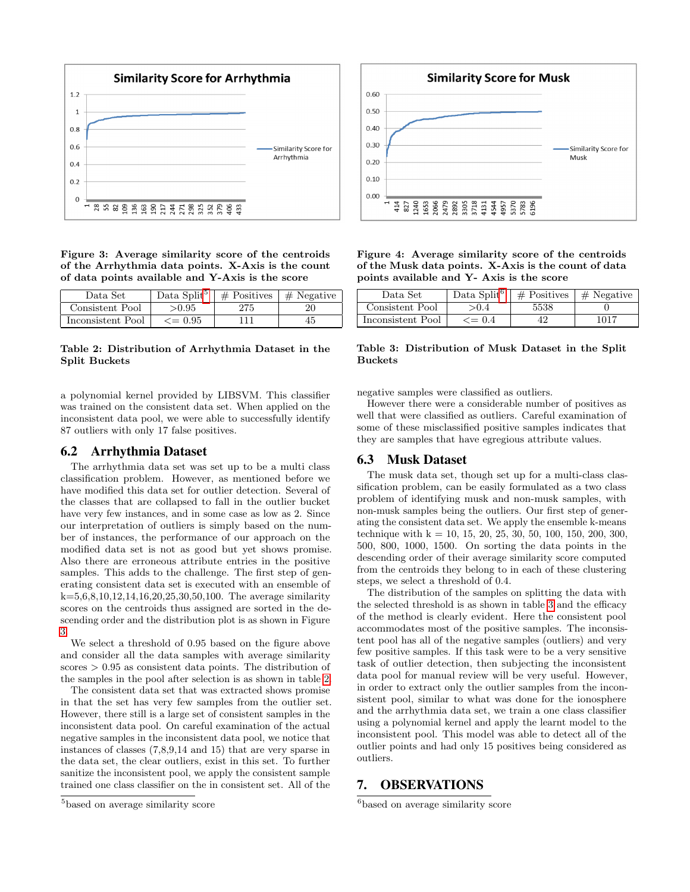Figure 3: Average similarity score of the centroids of the Arrhythmia data points. X-Axis is the count of data points available and Y-Axis is the score

| Data Set | Data Split[5] | # Positives | # Negative |
|---|---|---|---|
| Consistent Pool | >0.95 | 275 | 20 |
| Inconsistent Pool | <= 0.95 | 111 | 45 |

Table 2: Distribution of Arrhythmia Dataset in the Split Buckets

a polynomial kernel provided by LIBSVM. This classifier was trained on the consistent data set. When applied on the inconsistent data pool, we were able to successfully identify 87 outliers with only 17 false positives.

## 6.2 Arrhythmia Dataset

The arrhythmia data set was set up to be a multi class classification problem. However, as mentioned before we have modified this data set for outlier detection. Several of the classes that are collapsed to fall in the outlier bucket have very few instances, and in some case as low as 2. Since our interpretation of outliers is simply based on the number of instances, the performance of our approach on the modified data set is not as good but yet shows promise. Also there are erroneous attribute entries in the positive samples. This adds to the challenge. The first step of generating consistent data set is executed with an ensemble of k=5,6,8,10,12,14,16,20,25,30,50,100. The average similarity scores on the centroids thus assigned are sorted in the descending order and the distribution plot is as shown in Figure 3.

We select a threshold of 0.95 based on the figure above and consider all the data samples with average similarity scores > 0.95 as consistent data points. The distribution of the samples in the pool after selection is as shown in table 2.

The consistent data set that was extracted shows promise in that the set has very few samples from the outlier set. However, there still is a large set of consistent samples in the inconsistent data pool. On careful examination of the actual negative samples in the inconsistent data pool, we notice that instances of classes (7,8,9,14 and 15) that are very sparse in the data set, the clear outliers, exist in this set. To further sanitize the inconsistent pool, we apply the consistent sample trained one class classifier on the in consistent set. All of the negative samples were classified as outliers.

However there were a considerable number of positives as well that were classified as outliers. Careful examination of some of these misclassified positive samples indicates that they are samples that have egregious attribute values.

[5] based on average similarity score

Figure 4: Average similarity score of the centroids of the Musk data points. X-Axis is the count of data points available and Y- Axis is the score

| Data Set | Data Split[6] | # Positives | # Negative |
|---|---|---|---|
| Consistent Pool | >0.4 | 5538 | 0 |
| Inconsistent Pool | <= 0.4 | 42 | 1017 |

Table 3: Distribution of Musk Dataset in the Split Buckets

## 6.3 Musk Dataset

The musk data set, though set up for a multi-class classification problem, can be easily formulated as a two class problem of identifying musk and non-musk samples, with non-musk samples being the outliers. Our first step of generating the consistent data set. We apply the ensemble k-means technique with k = 10, 15, 20, 25, 30, 50, 100, 150, 200, 300, 500, 800, 1000, 1500. On sorting the data points in the descending order of their average similarity score computed from the centroids they belong to in each of these clustering steps, we select a threshold of 0.4.

The distribution of the samples on splitting the data with the selected threshold is as shown in table 3 and the efficacy of the method is clearly evident. Here the consistent pool accommodates most of the positive samples. The inconsistent pool has all of the negative samples (outliers) and very few positive samples. If this task were to be a very sensitive task of outlier detection, then subjecting the inconsistent data pool for manual review will be very useful. However, in order to extract only the outlier samples from the inconsistent pool, similar to what was done for the ionosphere and the arrhythmia data set, we train a one class classifier using a polynomial kernel and apply the learnt model to the inconsistent pool. This model was able to detect all of the outlier points and had only 15 positives being considered as outliers.

# 7. OBSERVATIONS

[6] based on average similarity score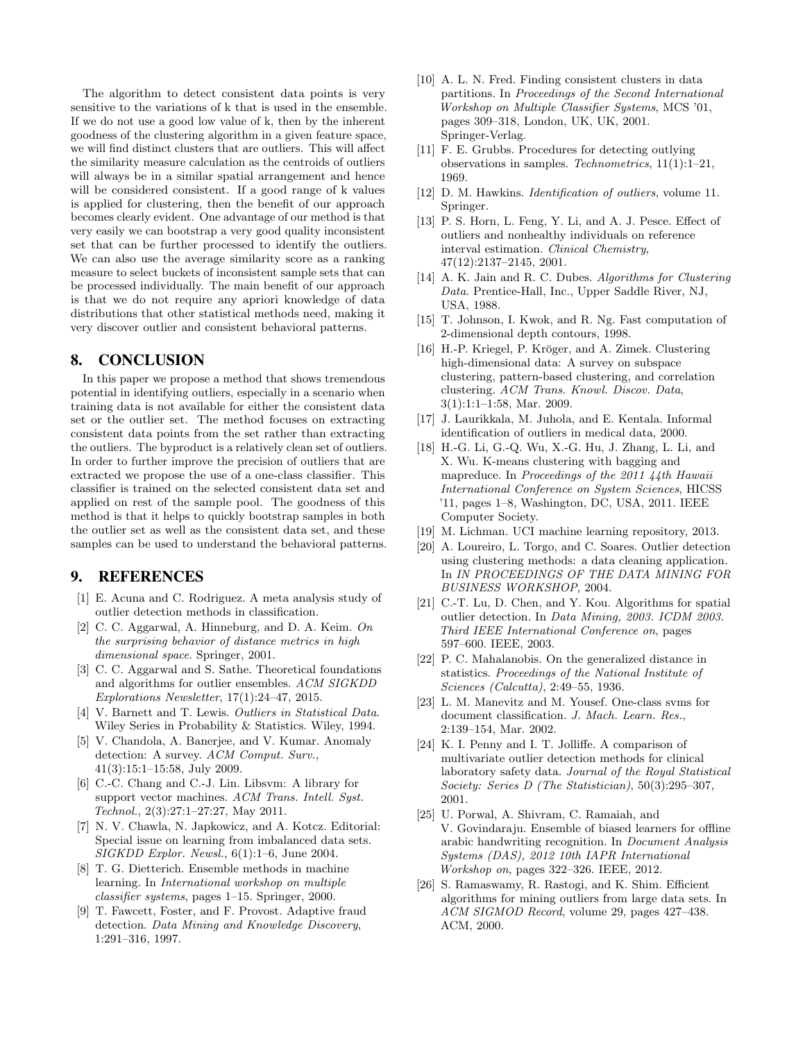The algorithm to detect consistent data points is very sensitive to the variations of k that is used in the ensemble. If we do not use a good low value of k, then by the inherent goodness of the clustering algorithm in a given feature space, we will find distinct clusters that are outliers. This will affect the similarity measure calculation as the centroids of outliers will always be in a similar spatial arrangement and hence will be considered consistent. If a good range of k values is applied for clustering, then the benefit of our approach becomes clearly evident. One advantage of our method is that very easily we can bootstrap a very good quality inconsistent set that can be further processed to identify the outliers. We can also use the average similarity score as a ranking measure to select buckets of inconsistent sample sets that can be processed individually. The main benefit of our approach is that we do not require any apriori knowledge of data distributions that other statistical methods need, making it very discover outlier and consistent behavioral patterns.

## 8. CONCLUSION

In this paper we propose a method that shows tremendous potential in identifying outliers, especially in a scenario when training data is not available for either the consistent data set or the outlier set. The method focuses on extracting consistent data points from the set rather than extracting the outliers. The byproduct is a relatively clean set of outliers. In order to further improve the precision of outliers that are extracted we propose the use of a one-class classifier. This classifier is trained on the selected consistent data set and applied on rest of the sample pool. The goodness of this method is that it helps to quickly bootstrap samples in both the outlier set as well as the consistent data set, and these samples can be used to understand the behavioral patterns.

## 9. REFERENCES

[1] E. Acuna and C. Rodriguez. A meta analysis study of outlier detection methods in classification.

[2] C. C. Aggarwal, A. Hinneburg, and D. A. Keim. *On the surprising behavior of distance metrics in high dimensional space*. Springer, 2001.

[3] C. C. Aggarwal and S. Sathe. Theoretical foundations and algorithms for outlier ensembles. *ACM SIGKDD Explorations Newsletter*, 17(1):24–47, 2015.

[4] V. Barnett and T. Lewis. *Outliers in Statistical Data*. Wiley Series in Probability & Statistics. Wiley, 1994.

[5] V. Chandola, A. Banerjee, and V. Kumar. Anomaly detection: A survey. *ACM Comput. Surv.*, 41(3):15:1–15:58, July 2009.

[6] C.-C. Chang and C.-J. Lin. Libsvm: A library for support vector machines. *ACM Trans. Intell. Syst. Technol.*, 2(3):27:1–27:27, May 2011.

[7] N. V. Chawla, N. Japkowicz, and A. Kotcz. Editorial: Special issue on learning from imbalanced data sets. *SIGKDD Explor. Newsl.*, 6(1):1–6, June 2004.

[8] T. G. Dietterich. Ensemble methods in machine learning. In *International workshop on multiple classifier systems*, pages 1–15. Springer, 2000.

[9] T. Fawcett, Foster, and F. Provost. Adaptive fraud detection. *Data Mining and Knowledge Discovery*, 1:291–316, 1997.

[10] A. L. N. Fred. Finding consistent clusters in data partitions. In *Proceedings of the Second International Workshop on Multiple Classifier Systems*, MCS '01, pages 309–318, London, UK, UK, 2001. Springer-Verlag.

[11] F. E. Grubbs. Procedures for detecting outlying observations in samples. *Technometrics*, 11(1):1–21, 1969.

[12] D. M. Hawkins. *Identification of outliers*, volume 11. Springer.

[13] P. S. Horn, L. Feng, Y. Li, and A. J. Pesce. Effect of outliers and nonhealthy individuals on reference interval estimation. *Clinical Chemistry*, 47(12):2137–2145, 2001.

[14] A. K. Jain and R. C. Dubes. *Algorithms for Clustering Data*. Prentice-Hall, Inc., Upper Saddle River, NJ, USA, 1988.

[15] T. Johnson, I. Kwok, and R. Ng. Fast computation of 2-dimensional depth contours, 1998.

[16] H.-P. Kriegel, P. Kröger, and A. Zimek. Clustering high-dimensional data: A survey on subspace clustering, pattern-based clustering, and correlation clustering. *ACM Trans. Knowl. Discov. Data*, 3(1):1:1–1:58, Mar. 2009.

[17] J. Laurikkala, M. Juhola, and E. Kentala. Informal identification of outliers in medical data, 2000.

[18] H.-G. Li, G.-Q. Wu, X.-G. Hu, J. Zhang, L. Li, and X. Wu. K-means clustering with bagging and mapreduce. In *Proceedings of the 2011 44th Hawaii International Conference on System Sciences*, HICSS '11, pages 1–8, Washington, DC, USA, 2011. IEEE Computer Society.

[19] M. Lichman. UCI machine learning repository, 2013.

[20] A. Loureiro, L. Torgo, and C. Soares. Outlier detection using clustering methods: a data cleaning application. In *IN PROCEEDINGS OF THE DATA MINING FOR BUSINESS WORKSHOP*, 2004.

[21] C.-T. Lu, D. Chen, and Y. Kou. Algorithms for spatial outlier detection. In *Data Mining, 2003. ICDM 2003. Third IEEE International Conference on*, pages 597–600. IEEE, 2003.

[22] P. C. Mahalanobis. On the generalized distance in statistics. *Proceedings of the National Institute of Sciences (Calcutta)*, 2:49–55, 1936.

[23] L. M. Manevitz and M. Yousef. One-class svms for document classification. *J. Mach. Learn. Res.*, 2:139–154, Mar. 2002.

[24] K. I. Penny and I. T. Jolliffe. A comparison of multivariate outlier detection methods for clinical laboratory safety data. *Journal of the Royal Statistical Society: Series D (The Statistician)*, 50(3):295–307, 2001.

[25] U. Porwal, A. Shivram, C. Ramaiah, and V. Govindaraju. Ensemble of biased learners for offline arabic handwriting recognition. In *Document Analysis Systems (DAS), 2012 10th IAPR International Workshop on*, pages 322–326. IEEE, 2012.

[26] S. Ramaswamy, R. Rastogi, and K. Shim. Efficient algorithms for mining outliers from large data sets. In *ACM SIGMOD Record*, volume 29, pages 427–438. ACM, 2000.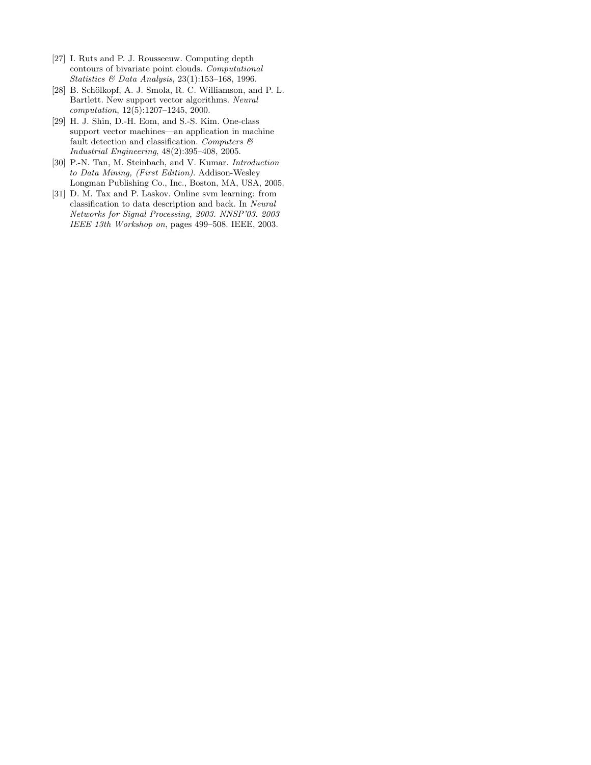[27] I. Ruts and P. J. Rousseeuw. Computing depth contours of bivariate point clouds. *Computational Statistics & Data Analysis*, 23(1):153–168, 1996.

[28] B. Schölkopf, A. J. Smola, R. C. Williamson, and P. L. Bartlett. New support vector algorithms. *Neural computation*, 12(5):1207–1245, 2000.

[29] H. J. Shin, D.-H. Eom, and S.-S. Kim. One-class support vector machines—an application in machine fault detection and classification. *Computers & Industrial Engineering*, 48(2):395–408, 2005.

[30] P.-N. Tan, M. Steinbach, and V. Kumar. *Introduction to Data Mining, (First Edition)*. Addison-Wesley Longman Publishing Co., Inc., Boston, MA, USA, 2005.

[31] D. M. Tax and P. Laskov. Online svm learning: from classification to data description and back. In *Neural Networks for Signal Processing, 2003. NNSP'03. 2003 IEEE 13th Workshop on*, pages 499–508. IEEE, 2003.